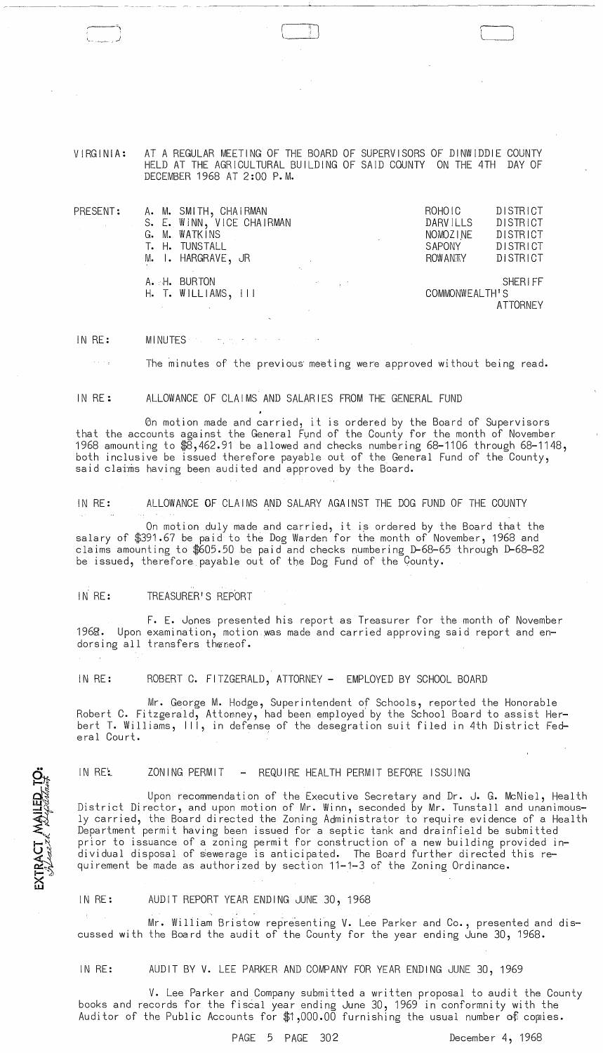VIRGINIA: AT A REGULAR MEETING OF THE BOARD OF SUPERVISORS OF DINWIDDIE COUNTY HELD AT THE AGRICULTURAL BUILDING OF SAID COUNTY ON THE 4TH DAY OF DECEMBER 1968 AT 2:00 P.M.

| PRESENT: | | |
|---|---|---|
| | A. M. SMITH, CHAIRMAN | ROHOIC DISTRICT |
| | S. E. WINN, VICE CHAIRMAN | DARVILLS DISTRICT |
| | G. M. WATKINS | NOMOZINE DISTRICT |
| | T. H. TUNSTALL | SAPONY DISTRICT |
| | M. I. HARGRAVE, JR | ROWANTY DISTRICT |
| | A. H. BURTON | SHERIFF |
| | H. T. WILLIAMS, III | COMMONWEALTH'S ATTORNEY |

IN RE: MINUTES

The minutes of the previous meeting were approved without being read.

IN RE: ALLOWANCE OF CLAIMS AND SALARIES FROM THE GENERAL FUND

On motion made and carried, it is ordered by the Board of Supervisors that the accounts against the General Fund of the County for the month of November 1968 amounting to $8,462.91 be allowed and checks numbering 68-1106 through 68-1148, both inclusive be issued therefore payable out of the General Fund of the County, said claims having been audited and approved by the Board.

IN RE: ALLOWANCE OF CLAIMS AND SALARY AGAINST THE DOG FUND OF THE COUNTY

On motion duly made and carried, it is ordered by the Board that the salary of $391.67 be paid to the Dog Warden for the month of November, 1968 and claims amounting to $605.50 be paid and checks numbering D-68-65 through D-68-82 be issued, therefore payable out of the Dog Fund of the County.

IN RE: TREASURER'S REPORT

F. E. Jones presented his report as Treasurer for the month of November 1968. Upon examination, motion was made and carried approving said report and endorsing all transfers thereof.

IN RE: ROBERT C. FITZGERALD, ATTORNEY - EMPLOYED BY SCHOOL BOARD

Mr. George M. Hodge, Superintendent of Schools, reported the Honorable Robert C. Fitzgerald, Attorney, had been employed by the School Board to assist Herbert T. Williams, III, in defense of the desegration suit filed in 4th District Federal Court.

IN RE: ZONING PERMIT - REQUIRE HEALTH PERMIT BEFORE ISSUING

Upon recommendation of the Executive Secretary and Dr. J. G. McNiel, Health District Director, and upon motion of Mr. Winn, seconded by Mr. Tunstall and unanimously carried, the Board directed the Zoning Administrator to require evidence of a Health Department permit having been issued for a septic tank and drainfield be submitted prior to issuance of a zoning permit for construction of a new building provided individual disposal of sewerage is anticipated. The Board further directed this requirement be made as authorized by section 11-1-3 of the Zoning Ordinance.

IN RE: AUDIT REPORT YEAR ENDING JUNE 30, 1968

Mr. William Bristow representing V. Lee Parker and Co., presented and discussed with the Board the audit of the County for the year ending June 30, 1968.

IN RE: AUDIT BY V. LEE PARKER AND COMPANY FOR YEAR ENDING JUNE 30, 1969

V. Lee Parker and Company submitted a written proposal to audit the County books and records for the fiscal year ending June 30, 1969 in conformnity with the Auditor of the Public Accounts for $1,000.00 furnishing the usual number of copies.

EXTRACT MAILED TO: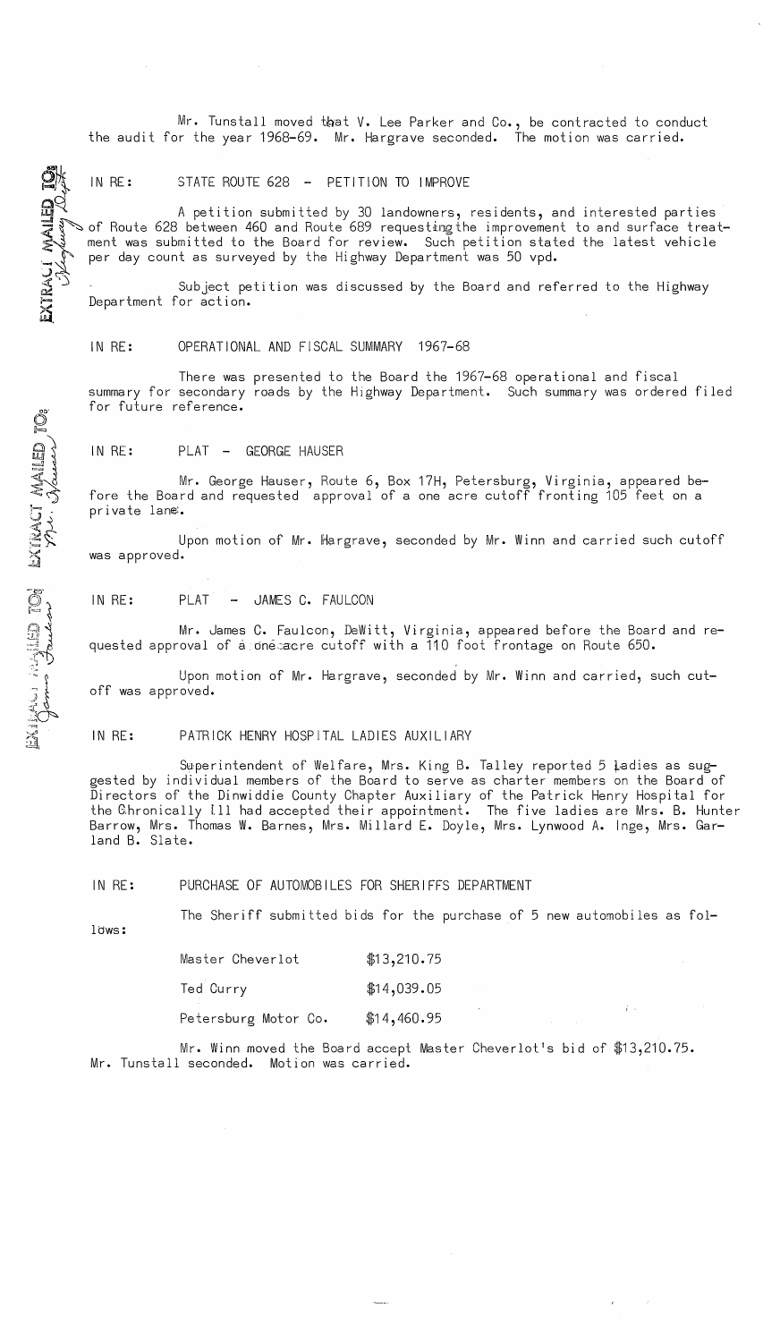Mr. Tunstall moved that V. Lee Parker and Co., be contracted to conduct the audit for the year 1968-69. Mr. Hargrave seconded. The motion was carried.

EXTRACT MAILED TO: Highway Dept.

IN RE: STATE ROUTE 628 - PETITION TO IMPROVE

A petition submitted by 30 landowners, residents, and interested parties of Route 628 between 460 and Route 689 requesting the improvement to and surface treatment was submitted to the Board for review. Such petition stated the latest vehicle per day count as surveyed by the Highway Department was 50 vpd.

Subject petition was discussed by the Board and referred to the Highway Department for action.

IN RE: OPERATIONAL AND FISCAL SUMMARY 1967-68

There was presented to the Board the 1967-68 operational and fiscal summary for secondary roads by the Highway Department. Such summary was ordered filed for future reference.

EXTRACT MAILED TO: Mr. Hauser

IN RE: PLAT - GEORGE HAUSER

Mr. George Hauser, Route 6, Box 17H, Petersburg, Virginia, appeared before the Board and requested approval of a one acre cutoff fronting 105 feet on a private lane.

Upon motion of Mr. Hargrave, seconded by Mr. Winn and carried such cutoff was approved.

EXTRACT MAILED TO: James Faulcon

IN RE: PLAT - JAMES C. FAULCON

Mr. James C. Faulcon, DeWitt, Virginia, appeared before the Board and requested approval of a one-acre cutoff with a 110 foot frontage on Route 650.

Upon motion of Mr. Hargrave, seconded by Mr. Winn and carried, such cutoff was approved.

IN RE: PATRICK HENRY HOSPITAL LADIES AUXILIARY

Superintendent of Welfare, Mrs. King B. Talley reported 5 ladies as suggested by individual members of the Board to serve as charter members on the Board of Directors of the Dinwiddie County Chapter Auxiliary of the Patrick Henry Hospital for the Chronically Ill had accepted their appointment. The five ladies are Mrs. B. Hunter Barrow, Mrs. Thomas W. Barnes, Mrs. Millard E. Doyle, Mrs. Lynwood A. Inge, Mrs. Garland B. Slate.

IN RE: PURCHASE OF AUTOMOBILES FOR SHERIFFS DEPARTMENT

The Sheriff submitted bids for the purchase of 5 new automobiles as follows:

| | |
|---|---|
| Master Cheverlot | $13,210.75 |
| Ted Curry | $14,039.05 |
| Petersburg Motor Co. | $14,460.95 |

Mr. Winn moved the Board accept Master Cheverlot's bid of $13,210.75. Mr. Tunstall seconded. Motion was carried.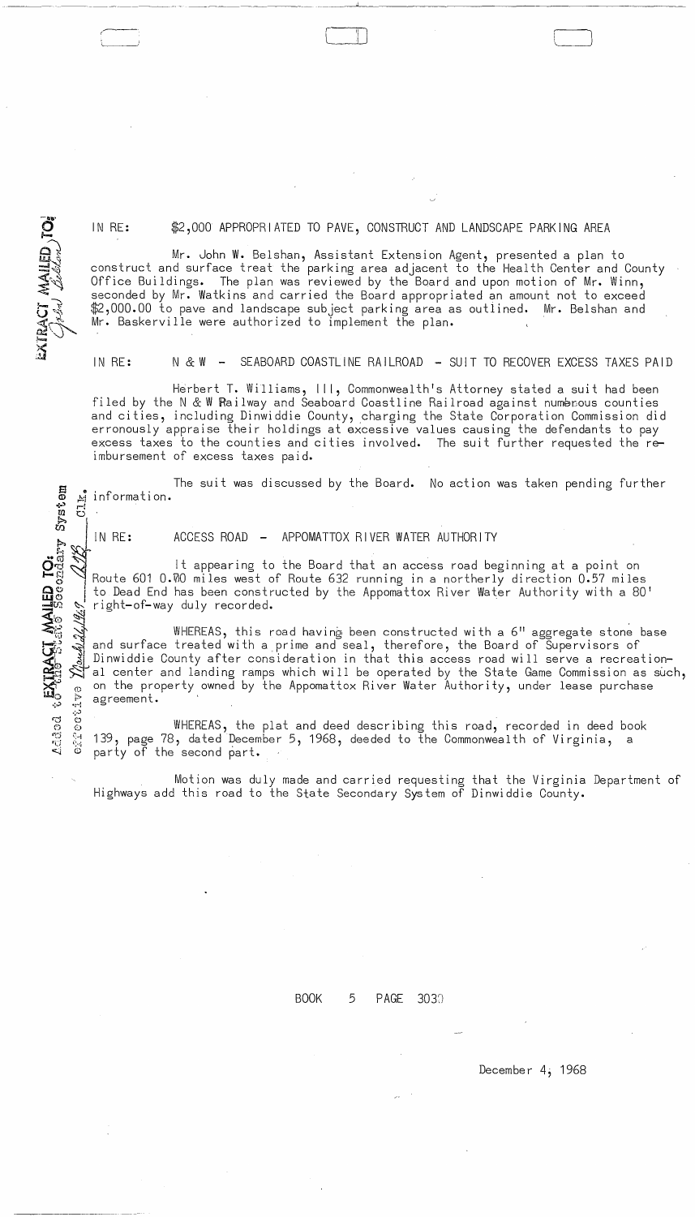EXTRACT MAILED TO: John Belshan

IN RE: $2,000 APPROPRIATED TO PAVE, CONSTRUCT AND LANDSCAPE PARKING AREA

Mr. John W. Belshan, Assistant Extension Agent, presented a plan to construct and surface treat the parking area adjacent to the Health Center and County Office Buildings. The plan was reviewed by the Board and upon motion of Mr. Winn, seconded by Mr. Watkins and carried the Board appropriated an amount not to exceed $2,000.00 to pave and landscape subject parking area as outlined. Mr. Belshan and Mr. Baskerville were authorized to implement the plan.

IN RE: N & W - SEABOARD COASTLINE RAILROAD - SUIT TO RECOVER EXCESS TAXES PAID

Herbert T. Williams, III, Commonwealth's Attorney stated a suit had been filed by the N & W Railway and Seaboard Coastline Railroad against numerous counties and cities, including Dinwiddie County, charging the State Corporation Commission did erroneously appraise their holdings at excessive values causing the defendants to pay excess taxes to the counties and cities involved. The suit further requested the reimbursement of excess taxes paid.

The suit was discussed by the Board. No action was taken pending further information.

EXTRACT MAILED TO: Added to the State Secondary System effective March 26, 1969 Clk.

IN RE: ACCESS ROAD - APPOMATTOX RIVER WATER AUTHORITY

It appearing to the Board that an access road beginning at a point on Route 601 0.70 miles west of Route 632 running in a northerly direction 0.57 miles to Dead End has been constructed by the Appomattox River Water Authority with a 80' right-of-way duly recorded.

WHEREAS, this road having been constructed with a 6" aggregate stone base and surface treated with a prime and seal, therefore, the Board of Supervisors of Dinwiddie County after consideration in that this access road will serve a recreational center and landing ramps which will be operated by the State Game Commission as such, on the property owned by the Appomattox River Water Authority, under lease purchase agreement.

WHEREAS, the plat and deed describing this road, recorded in deed book 139, page 78, dated December 5, 1968, deeded to the Commonwealth of Virginia, a party of the second part.

Motion was duly made and carried requesting that the Virginia Department of Highways add this road to the State Secondary System of Dinwiddie County.

BOOK 5 PAGE 303

December 4, 1968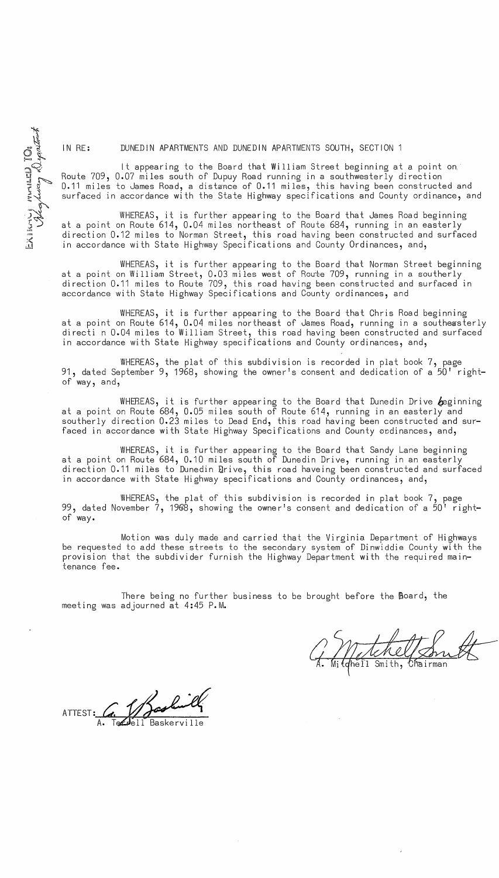EXHIBIT MAILED TO: Highway Department

IN RE: DUNEDIN APARTMENTS AND DUNEDIN APARTMENTS SOUTH, SECTION 1

It appearing to the Board that William Street beginning at a point on Route 709, 0.07 miles south of Dupuy Road running in a southwesterly direction 0.11 miles to James Road, a distance of 0.11 miles, this having been constructed and surfaced in accordance with the State Highway specifications and County ordinance, and

WHEREAS, it is further appearing to the Board that James Road beginning at a point on Route 614, 0.04 miles northeast of Route 684, running in an easterly direction 0.12 miles to Norman Street, this road having been constructed and surfaced in accordance with State Highway Specifications and County Ordinances, and,

WHEREAS, it is further appearing to the Board that Norman Street beginning at a point on William Street, 0.03 miles west of Route 709, running in a southerly direction 0.11 miles to Route 709, this road having been constructed and surfaced in accordance with State Highway Specifications and County ordinances, and

WHEREAS, it is further appearing to the Board that Chris Road beginning at a point on Route 614, 0.04 miles northeast of James Road, running in a southeasterly directi n 0.04 miles to William Street, this road having been constructed and surfaced in accordance with State Highway specifications and County ordinances, and,

WHEREAS, the plat of this subdivision is recorded in plat book 7, page 91, dated September 9, 1968, showing the owner's consent and dedication of a 50' right-of way, and,

WHEREAS, it is further appearing to the Board that Dunedin Drive beginning at a point on Route 684, 0.05 miles south of Route 614, running in an easterly and southerly direction 0.23 miles to Dead End, this road having been constructed and surfaced in accordance with State Highway Specifications and County ordinances, and,

WHEREAS, it is further appearing to the Board that Sandy Lane beginning at a point on Route 684, 0.10 miles south of Dunedin Drive, running in an easterly direction 0.11 miles to Dunedin Drive, this road haveing been constructed and surfaced in accordance with State Highway specifications and County ordinances, and,

WHEREAS, the plat of this subdivision is recorded in plat book 7, page 99, dated November 7, 1968, showing the owner's consent and dedication of a 50' right-of way.

Motion was duly made and carried that the Virginia Department of Highways be requested to add these streets to the secondary system of Dinwiddie County with the provision that the subdivider furnish the Highway Department with the required maintenance fee.

There being no further business to be brought before the Board, the meeting was adjourned at 4:45 P.M.

A. Mitchell Smith, Chairman

ATTEST: A. Terrell Baskerville